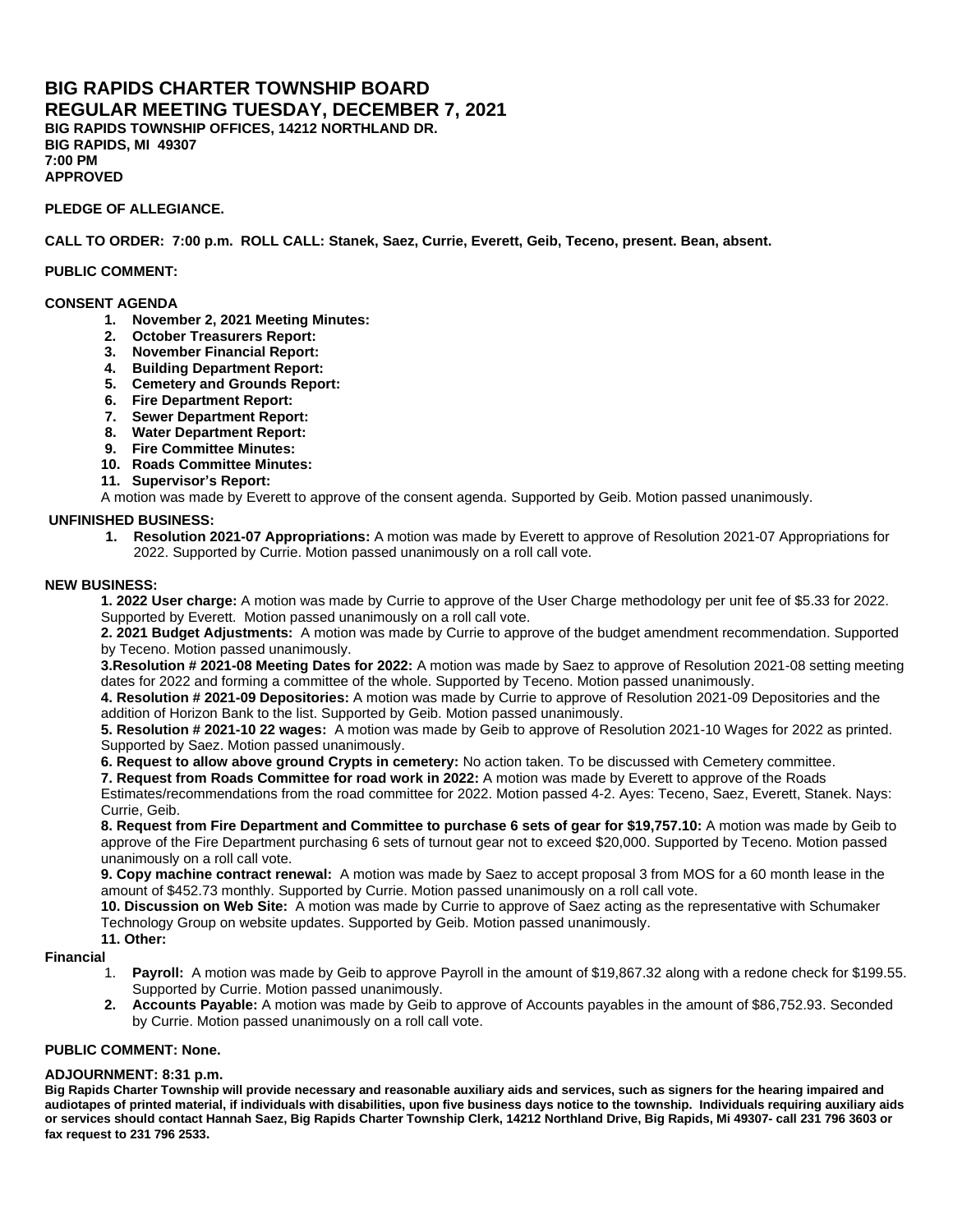# BIG RAPIDS CHARTER TOWNSHIP BOARD
## REGULAR MEETING TUESDAY, DECEMBER 7, 2021

**BIG RAPIDS TOWNSHIP OFFICES, 14212 NORTHLAND DR.**
**BIG RAPIDS, MI 49307**
**7:00 PM**
**APPROVED**

**PLEDGE OF ALLEGIANCE.**

**CALL TO ORDER: 7:00 p.m. ROLL CALL: Stanek, Saez, Currie, Everett, Geib, Teceno, present. Bean, absent.**

**PUBLIC COMMENT:**

**CONSENT AGENDA**

1. **November 2, 2021 Meeting Minutes:**
2. **October Treasurers Report:**
3. **November Financial Report:**
4. **Building Department Report:**
5. **Cemetery and Grounds Report:**
6. **Fire Department Report:**
7. **Sewer Department Report:**
8. **Water Department Report:**
9. **Fire Committee Minutes:**
10. **Roads Committee Minutes:**
11. **Supervisor's Report:**

A motion was made by Everett to approve of the consent agenda. Supported by Geib. Motion passed unanimously.

**UNFINISHED BUSINESS:**

1. **Resolution 2021-07 Appropriations:** A motion was made by Everett to approve of Resolution 2021-07 Appropriations for 2022. Supported by Currie. Motion passed unanimously on a roll call vote.

**NEW BUSINESS:**

**1. 2022 User charge:** A motion was made by Currie to approve of the User Charge methodology per unit fee of $5.33 for 2022. Supported by Everett. Motion passed unanimously on a roll call vote.

**2. 2021 Budget Adjustments:** A motion was made by Currie to approve of the budget amendment recommendation. Supported by Teceno. Motion passed unanimously.

**3.Resolution # 2021-08 Meeting Dates for 2022:** A motion was made by Saez to approve of Resolution 2021-08 setting meeting dates for 2022 and forming a committee of the whole. Supported by Teceno. Motion passed unanimously.

**4. Resolution # 2021-09 Depositories:** A motion was made by Currie to approve of Resolution 2021-09 Depositories and the addition of Horizon Bank to the list. Supported by Geib. Motion passed unanimously.

**5. Resolution # 2021-10 22 wages:** A motion was made by Geib to approve of Resolution 2021-10 Wages for 2022 as printed. Supported by Saez. Motion passed unanimously.

**6. Request to allow above ground Crypts in cemetery:** No action taken. To be discussed with Cemetery committee.

**7. Request from Roads Committee for road work in 2022:** A motion was made by Everett to approve of the Roads Estimates/recommendations from the road committee for 2022. Motion passed 4-2. Ayes: Teceno, Saez, Everett, Stanek. Nays: Currie, Geib.

**8. Request from Fire Department and Committee to purchase 6 sets of gear for $19,757.10:** A motion was made by Geib to approve of the Fire Department purchasing 6 sets of turnout gear not to exceed $20,000. Supported by Teceno. Motion passed unanimously on a roll call vote.

**9. Copy machine contract renewal:** A motion was made by Saez to accept proposal 3 from MOS for a 60 month lease in the amount of $452.73 monthly. Supported by Currie. Motion passed unanimously on a roll call vote.

**10. Discussion on Web Site:** A motion was made by Currie to approve of Saez acting as the representative with Schumaker Technology Group on website updates. Supported by Geib. Motion passed unanimously.

**11. Other:**

**Financial**

1. **Payroll:** A motion was made by Geib to approve Payroll in the amount of $19,867.32 along with a redone check for $199.55. Supported by Currie. Motion passed unanimously.
2. **Accounts Payable:** A motion was made by Geib to approve of Accounts payables in the amount of $86,752.93. Seconded by Currie. Motion passed unanimously on a roll call vote.

**PUBLIC COMMENT: None.**

**ADJOURNMENT: 8:31 p.m.**

**Big Rapids Charter Township will provide necessary and reasonable auxiliary aids and services, such as signers for the hearing impaired and audiotapes of printed material, if individuals with disabilities, upon five business days notice to the township. Individuals requiring auxiliary aids or services should contact Hannah Saez, Big Rapids Charter Township Clerk, 14212 Northland Drive, Big Rapids, Mi 49307- call 231 796 3603 or fax request to 231 796 2533.**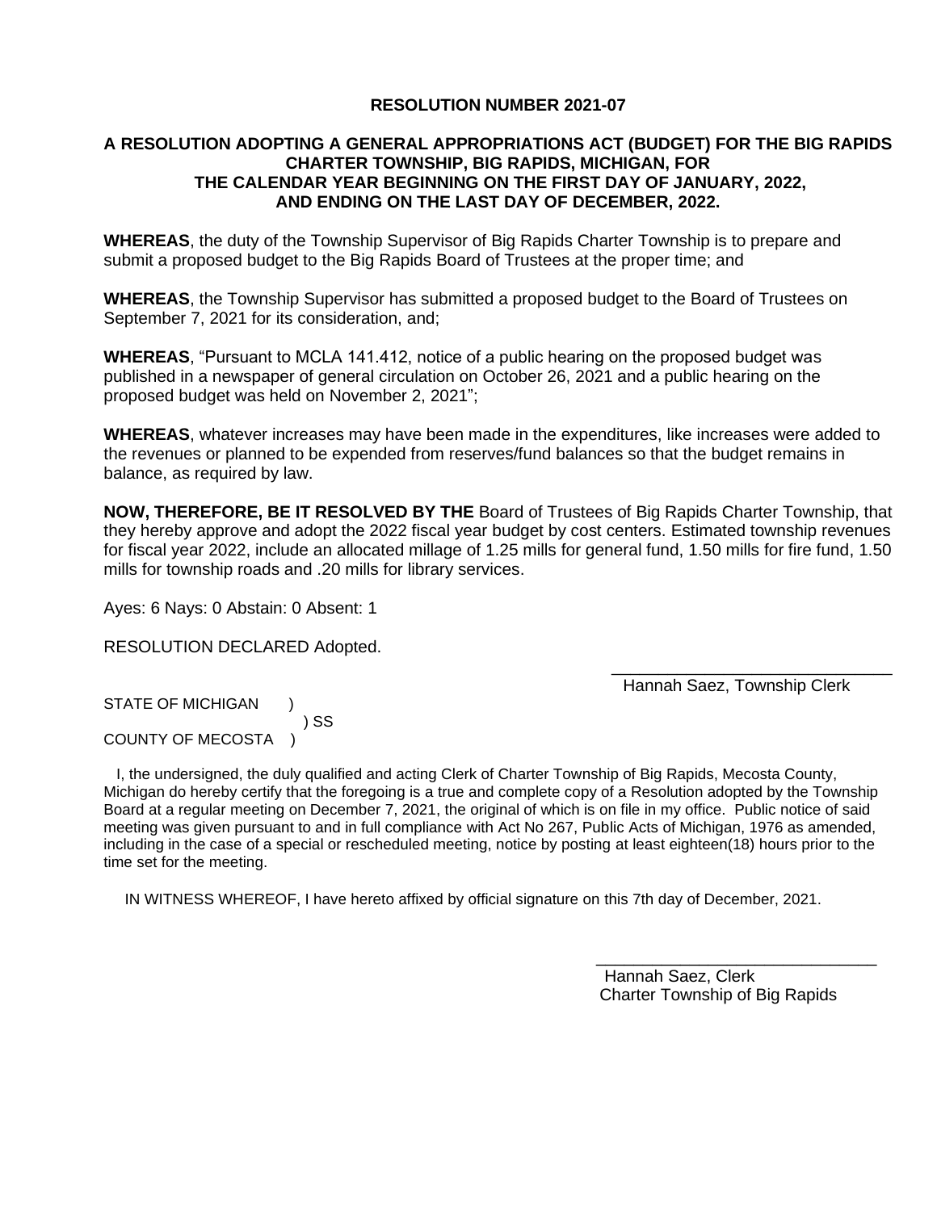# RESOLUTION NUMBER 2021-07

## A RESOLUTION ADOPTING A GENERAL APPROPRIATIONS ACT (BUDGET) FOR THE BIG RAPIDS CHARTER TOWNSHIP, BIG RAPIDS, MICHIGAN, FOR THE CALENDAR YEAR BEGINNING ON THE FIRST DAY OF JANUARY, 2022, AND ENDING ON THE LAST DAY OF DECEMBER, 2022.

**WHEREAS**, the duty of the Township Supervisor of Big Rapids Charter Township is to prepare and submit a proposed budget to the Big Rapids Board of Trustees at the proper time; and

**WHEREAS**, the Township Supervisor has submitted a proposed budget to the Board of Trustees on September 7, 2021 for its consideration, and;

**WHEREAS**, "Pursuant to MCLA 141.412, notice of a public hearing on the proposed budget was published in a newspaper of general circulation on October 26, 2021 and a public hearing on the proposed budget was held on November 2, 2021";

**WHEREAS**, whatever increases may have been made in the expenditures, like increases were added to the revenues or planned to be expended from reserves/fund balances so that the budget remains in balance, as required by law.

**NOW, THEREFORE, BE IT RESOLVED BY THE** Board of Trustees of Big Rapids Charter Township, that they hereby approve and adopt the 2022 fiscal year budget by cost centers. Estimated township revenues for fiscal year 2022, include an allocated millage of 1.25 mills for general fund, 1.50 mills for fire fund, 1.50 mills for township roads and .20 mills for library services.

Ayes: 6 Nays: 0 Abstain: 0 Absent: 1

RESOLUTION DECLARED Adopted.

\_\_\_\_\_\_\_\_\_\_\_\_\_\_\_\_\_\_\_\_\_\_\_\_\_\_\_\_\_\_
Hannah Saez, Township Clerk

STATE OF MICHIGAN )
) SS
COUNTY OF MECOSTA )

I, the undersigned, the duly qualified and acting Clerk of Charter Township of Big Rapids, Mecosta County, Michigan do hereby certify that the foregoing is a true and complete copy of a Resolution adopted by the Township Board at a regular meeting on December 7, 2021, the original of which is on file in my office. Public notice of said meeting was given pursuant to and in full compliance with Act No 267, Public Acts of Michigan, 1976 as amended, including in the case of a special or rescheduled meeting, notice by posting at least eighteen(18) hours prior to the time set for the meeting.

IN WITNESS WHEREOF, I have hereto affixed by official signature on this 7th day of December, 2021.

\_\_\_\_\_\_\_\_\_\_\_\_\_\_\_\_\_\_\_\_\_\_\_\_\_\_\_\_\_\_
Hannah Saez, Clerk
Charter Township of Big Rapids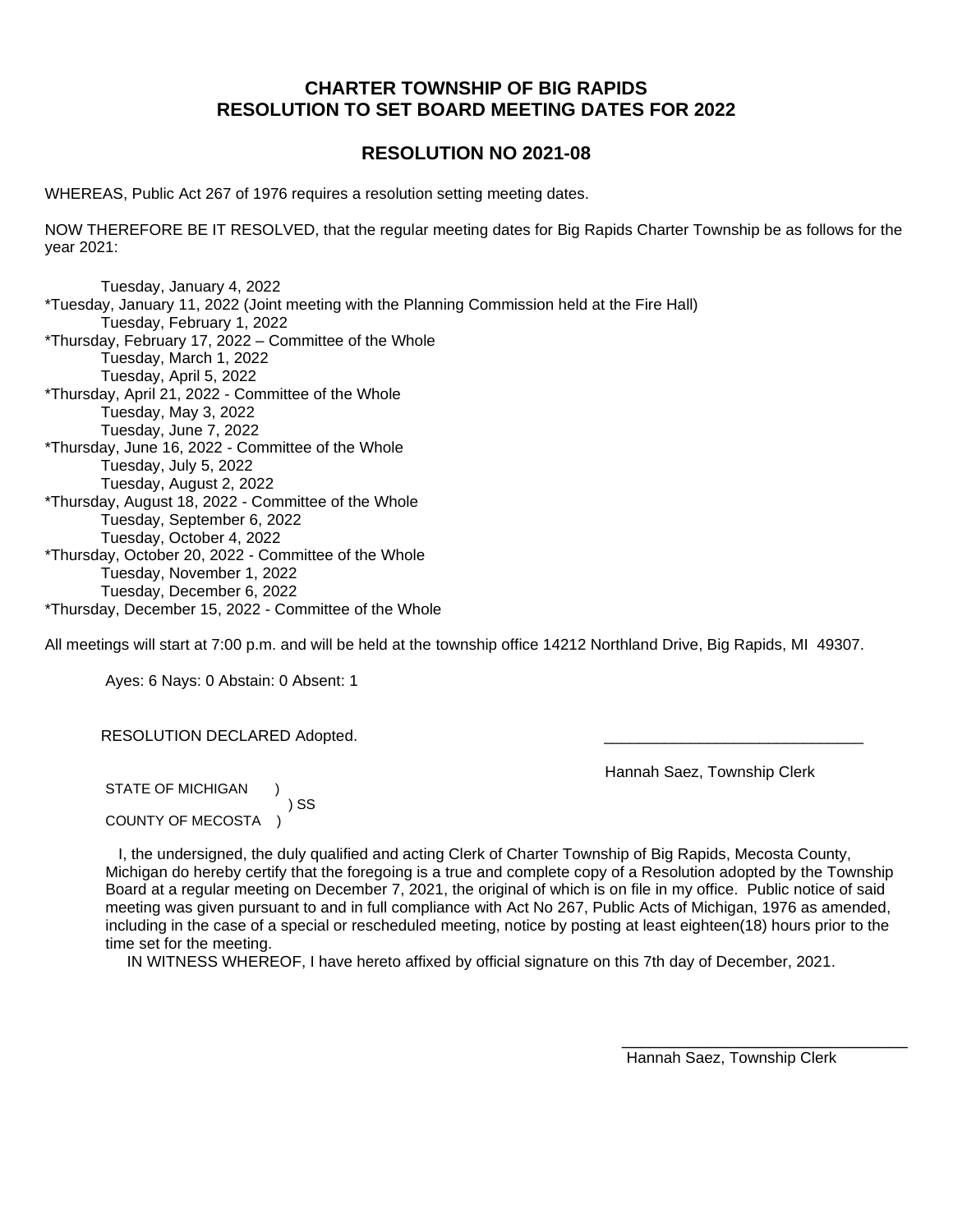## CHARTER TOWNSHIP OF BIG RAPIDS
## RESOLUTION TO SET BOARD MEETING DATES FOR 2022

## RESOLUTION NO 2021-08

WHEREAS, Public Act 267 of 1976 requires a resolution setting meeting dates.

NOW THEREFORE BE IT RESOLVED, that the regular meeting dates for Big Rapids Charter Township be as follows for the year 2021:

Tuesday, January 4, 2022
*Tuesday, January 11, 2022 (Joint meeting with the Planning Commission held at the Fire Hall)
Tuesday, February 1, 2022
*Thursday, February 17, 2022 – Committee of the Whole
Tuesday, March 1, 2022
Tuesday, April 5, 2022
*Thursday, April 21, 2022 - Committee of the Whole
Tuesday, May 3, 2022
Tuesday, June 7, 2022
*Thursday, June 16, 2022 - Committee of the Whole
Tuesday, July 5, 2022
Tuesday, August 2, 2022
*Thursday, August 18, 2022 - Committee of the Whole
Tuesday, September 6, 2022
Tuesday, October 4, 2022
*Thursday, October 20, 2022 - Committee of the Whole
Tuesday, November 1, 2022
Tuesday, December 6, 2022
*Thursday, December 15, 2022 - Committee of the Whole

All meetings will start at 7:00 p.m. and will be held at the township office 14212 Northland Drive, Big Rapids, MI 49307.

Ayes: 6 Nays: 0 Abstain: 0 Absent: 1

RESOLUTION DECLARED Adopted.

_______________________________
Hannah Saez, Township Clerk

STATE OF MICHIGAN )
) SS
COUNTY OF MECOSTA )

I, the undersigned, the duly qualified and acting Clerk of Charter Township of Big Rapids, Mecosta County, Michigan do hereby certify that the foregoing is a true and complete copy of a Resolution adopted by the Township Board at a regular meeting on December 7, 2021, the original of which is on file in my office. Public notice of said meeting was given pursuant to and in full compliance with Act No 267, Public Acts of Michigan, 1976 as amended, including in the case of a special or rescheduled meeting, notice by posting at least eighteen(18) hours prior to the time set for the meeting.

IN WITNESS WHEREOF, I have hereto affixed by official signature on this 7th day of December, 2021.

_______________________________
Hannah Saez, Township Clerk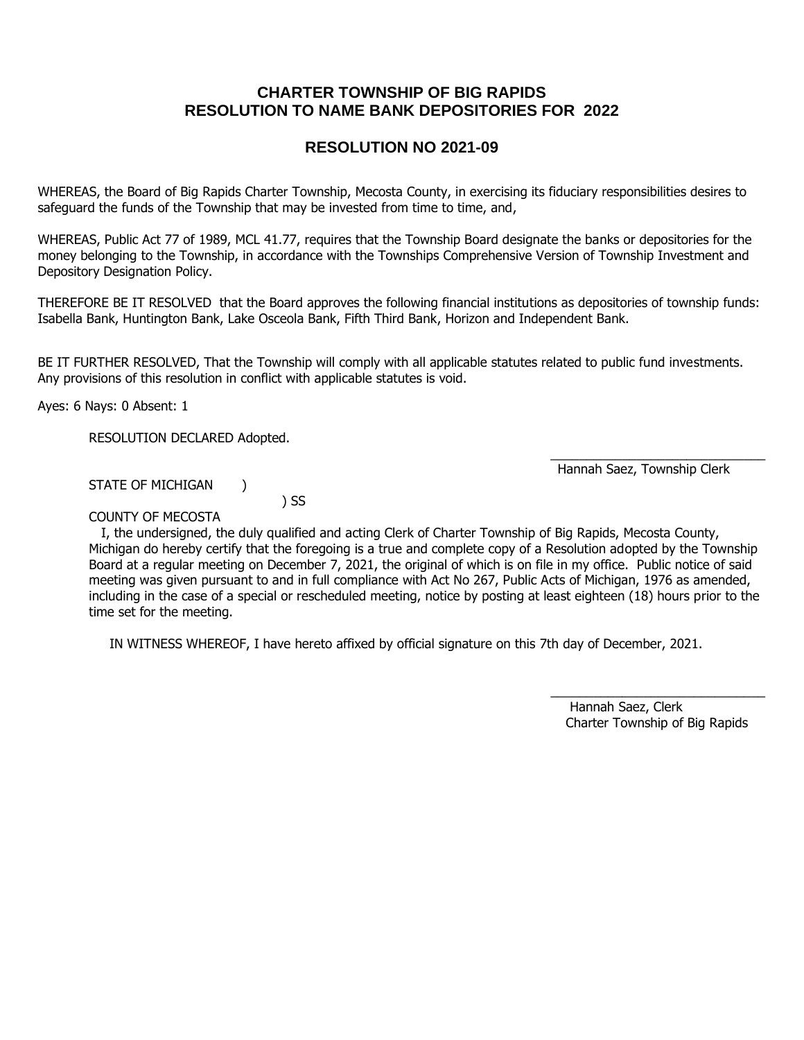# CHARTER TOWNSHIP OF BIG RAPIDS
# RESOLUTION TO NAME BANK DEPOSITORIES FOR 2022

## RESOLUTION NO 2021-09

WHEREAS, the Board of Big Rapids Charter Township, Mecosta County, in exercising its fiduciary responsibilities desires to safeguard the funds of the Township that may be invested from time to time, and,

WHEREAS, Public Act 77 of 1989, MCL 41.77, requires that the Township Board designate the banks or depositories for the money belonging to the Township, in accordance with the Townships Comprehensive Version of Township Investment and Depository Designation Policy.

THEREFORE BE IT RESOLVED that the Board approves the following financial institutions as depositories of township funds: Isabella Bank, Huntington Bank, Lake Osceola Bank, Fifth Third Bank, Horizon and Independent Bank.

BE IT FURTHER RESOLVED, That the Township will comply with all applicable statutes related to public fund investments. Any provisions of this resolution in conflict with applicable statutes is void.

Ayes: 6 Nays: 0 Absent: 1

RESOLUTION DECLARED Adopted.

\_\_\_\_\_\_\_\_\_\_\_\_\_\_\_\_\_\_\_\_\_\_\_\_\_\_\_\_\_\_
Hannah Saez, Township Clerk

STATE OF MICHIGAN )
) SS
COUNTY OF MECOSTA

I, the undersigned, the duly qualified and acting Clerk of Charter Township of Big Rapids, Mecosta County, Michigan do hereby certify that the foregoing is a true and complete copy of a Resolution adopted by the Township Board at a regular meeting on December 7, 2021, the original of which is on file in my office. Public notice of said meeting was given pursuant to and in full compliance with Act No 267, Public Acts of Michigan, 1976 as amended, including in the case of a special or rescheduled meeting, notice by posting at least eighteen (18) hours prior to the time set for the meeting.

IN WITNESS WHEREOF, I have hereto affixed by official signature on this 7th day of December, 2021.

\_\_\_\_\_\_\_\_\_\_\_\_\_\_\_\_\_\_\_\_\_\_\_\_\_\_\_\_\_\_
Hannah Saez, Clerk
Charter Township of Big Rapids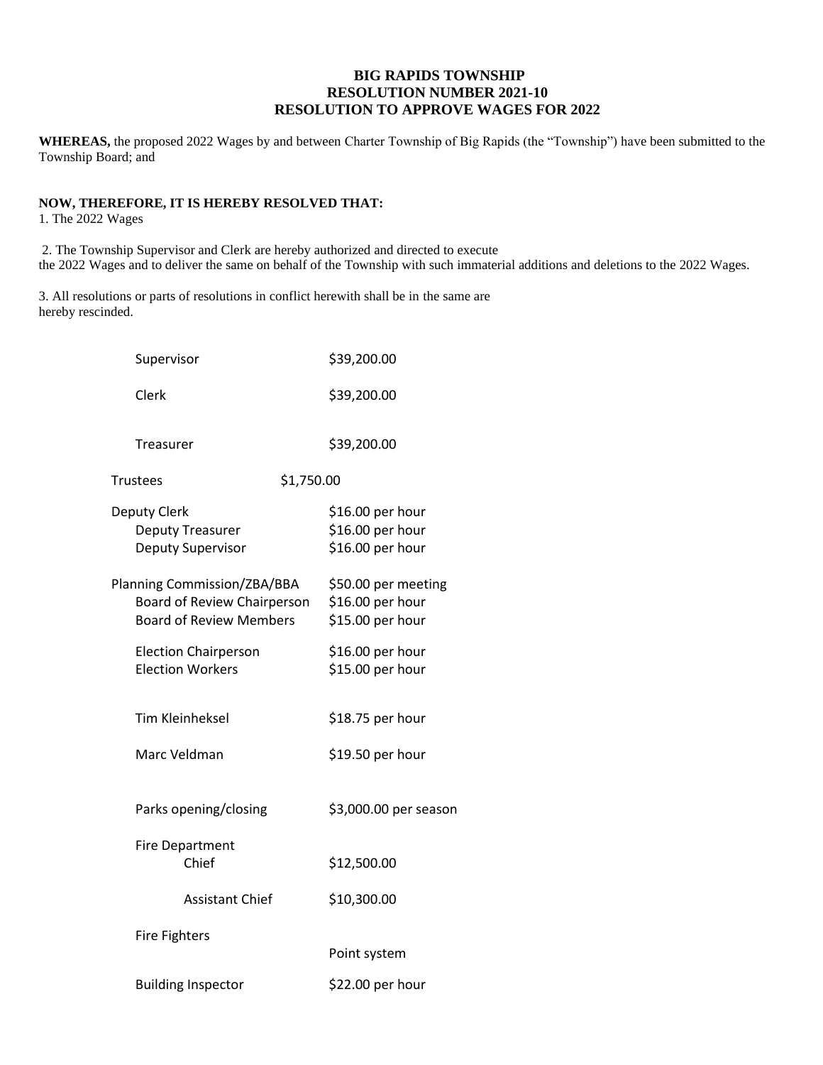**BIG RAPIDS TOWNSHIP**
**RESOLUTION NUMBER 2021-10**
**RESOLUTION TO APPROVE WAGES FOR 2022**

**WHEREAS,** the proposed 2022 Wages by and between Charter Township of Big Rapids (the "Township") have been submitted to the Township Board; and

**NOW, THEREFORE, IT IS HEREBY RESOLVED THAT:**

1. The 2022 Wages

2. The Township Supervisor and Clerk are hereby authorized and directed to execute the 2022 Wages and to deliver the same on behalf of the Township with such immaterial additions and deletions to the 2022 Wages.

3. All resolutions or parts of resolutions in conflict herewith shall be in the same are hereby rescinded.

| Position | Wage |
|---|---|
| Supervisor | $39,200.00 |
| Clerk | $39,200.00 |
| Treasurer | $39,200.00 |
| Trustees | $1,750.00 |
| Deputy Clerk | $16.00 per hour |
| Deputy Treasurer | $16.00 per hour |
| Deputy Supervisor | $16.00 per hour |
| Planning Commission/ZBA/BBA | $50.00 per meeting |
| Board of Review Chairperson | $16.00 per hour |
| Board of Review Members | $15.00 per hour |
| Election Chairperson | $16.00 per hour |
| Election Workers | $15.00 per hour |
| Tim Kleinheksel | $18.75 per hour |
| Marc Veldman | $19.50 per hour |
| Parks opening/closing | $3,000.00 per season |
| Fire Department | |
| Chief | $12,500.00 |
| Assistant Chief | $10,300.00 |
| Fire Fighters | Point system |
| Building Inspector | $22.00 per hour |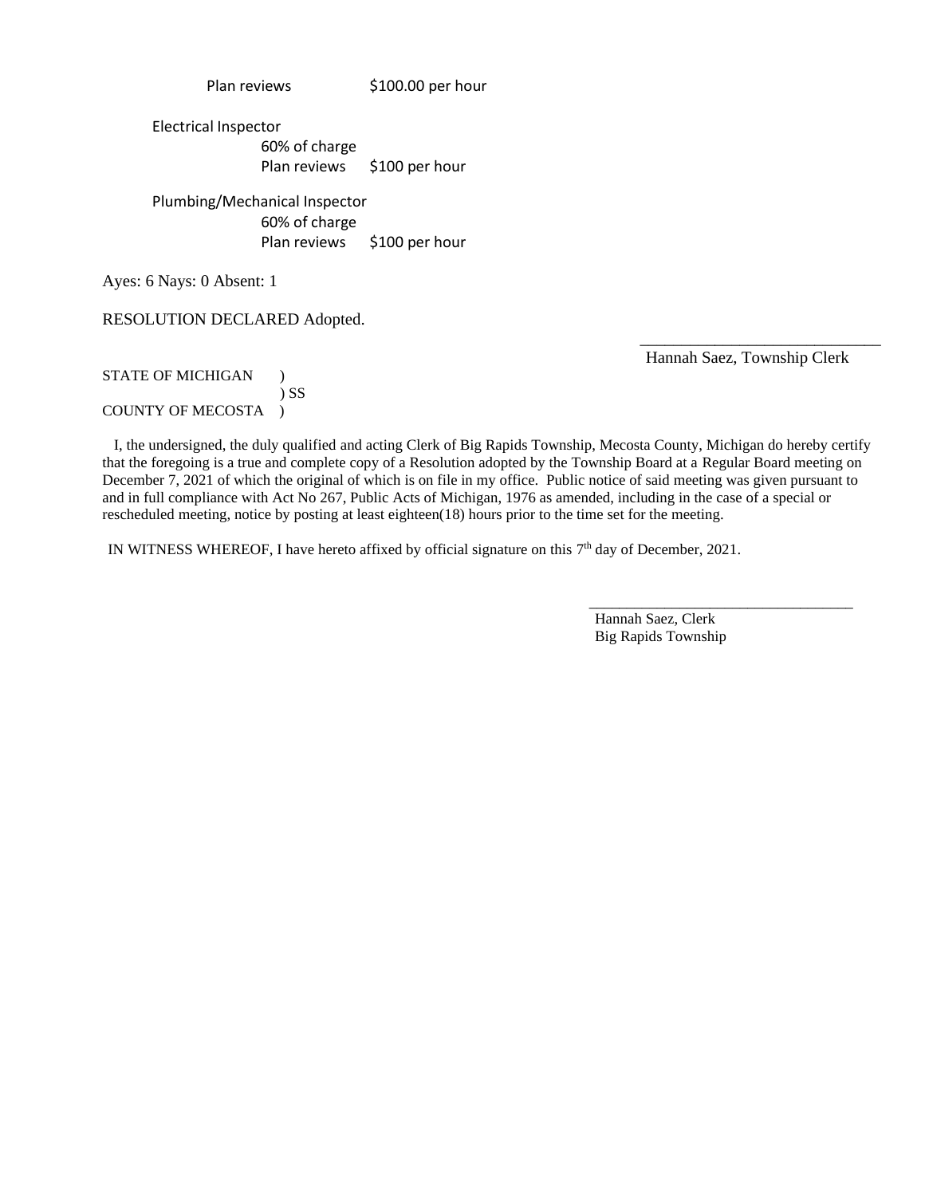Plan reviews $100.00 per hour

Electrical Inspector

60% of charge

Plan reviews $100 per hour

Plumbing/Mechanical Inspector

60% of charge

Plan reviews $100 per hour

Ayes: 6 Nays: 0 Absent: 1

RESOLUTION DECLARED Adopted.

\_\_\_\_\_\_\_\_\_\_\_\_\_\_\_\_\_\_\_\_\_\_\_\_\_\_\_\_\_\_

Hannah Saez, Township Clerk

STATE OF MICHIGAN )
) SS
COUNTY OF MECOSTA )

I, the undersigned, the duly qualified and acting Clerk of Big Rapids Township, Mecosta County, Michigan do hereby certify that the foregoing is a true and complete copy of a Resolution adopted by the Township Board at a Regular Board meeting on December 7, 2021 of which the original of which is on file in my office. Public notice of said meeting was given pursuant to and in full compliance with Act No 267, Public Acts of Michigan, 1976 as amended, including in the case of a special or rescheduled meeting, notice by posting at least eighteen(18) hours prior to the time set for the meeting.

IN WITNESS WHEREOF, I have hereto affixed by official signature on this 7th day of December, 2021.

\_\_\_\_\_\_\_\_\_\_\_\_\_\_\_\_\_\_\_\_\_\_\_\_\_\_\_\_\_\_\_\_\_\_

Hannah Saez, Clerk
Big Rapids Township